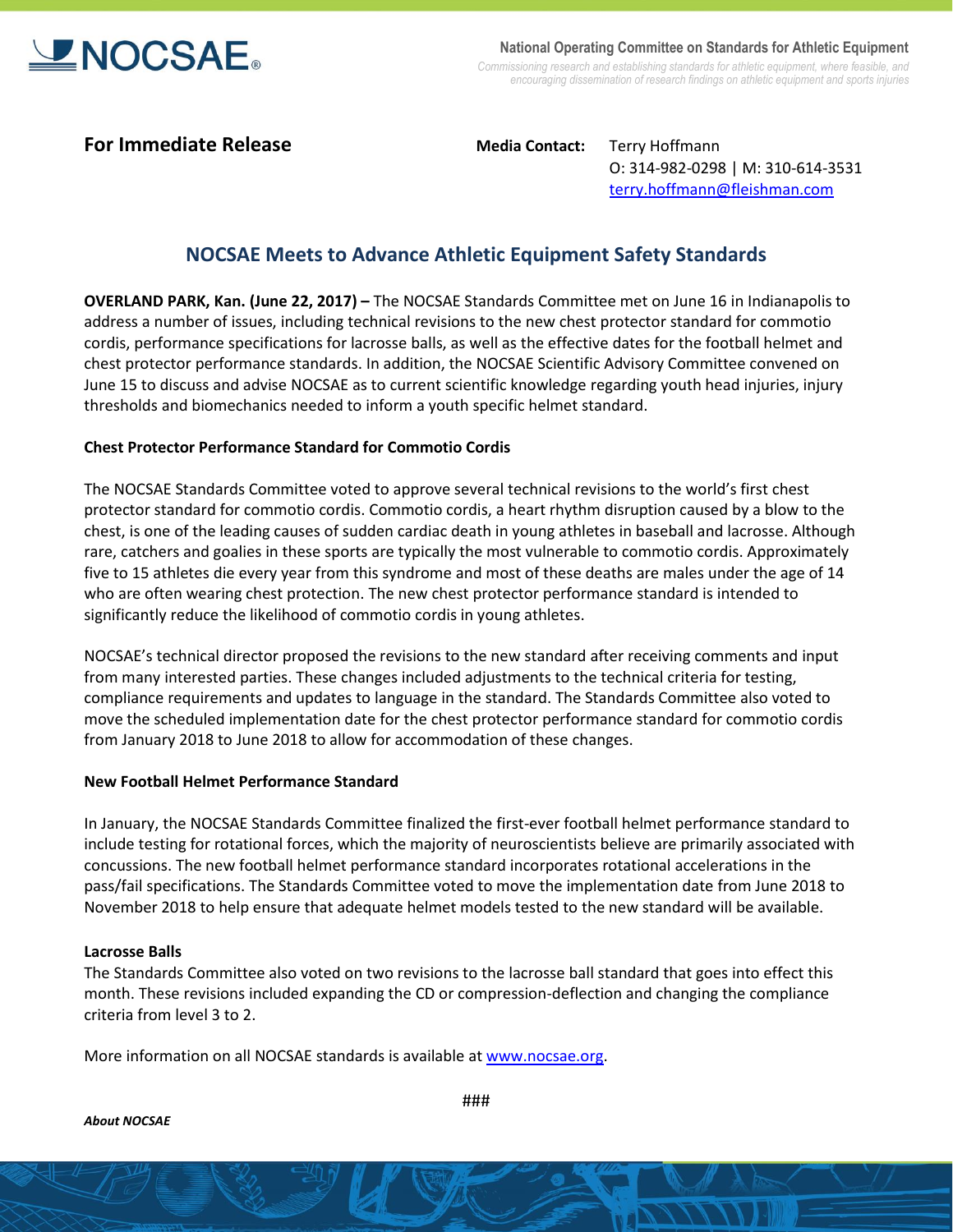NOCSAE®

**National Operating Committee on Standards for Athletic Equipment**

*Commissioning research and establishing standards for athletic equipment, where feasible, and encouraging dissemination of research findings on athletic equipment and sports injuries*

**For Immediate Release**

**Media Contact:** Terry Hoffmann
O: 314-982-0298 | M: 310-614-3531
terry.hoffmann@fleishman.com

## NOCSAE Meets to Advance Athletic Equipment Safety Standards

**OVERLAND PARK, Kan. (June 22, 2017) –** The NOCSAE Standards Committee met on June 16 in Indianapolis to address a number of issues, including technical revisions to the new chest protector standard for commotio cordis, performance specifications for lacrosse balls, as well as the effective dates for the football helmet and chest protector performance standards. In addition, the NOCSAE Scientific Advisory Committee convened on June 15 to discuss and advise NOCSAE as to current scientific knowledge regarding youth head injuries, injury thresholds and biomechanics needed to inform a youth specific helmet standard.

### Chest Protector Performance Standard for Commotio Cordis

The NOCSAE Standards Committee voted to approve several technical revisions to the world's first chest protector standard for commotio cordis. Commotio cordis, a heart rhythm disruption caused by a blow to the chest, is one of the leading causes of sudden cardiac death in young athletes in baseball and lacrosse. Although rare, catchers and goalies in these sports are typically the most vulnerable to commotio cordis. Approximately five to 15 athletes die every year from this syndrome and most of these deaths are males under the age of 14 who are often wearing chest protection. The new chest protector performance standard is intended to significantly reduce the likelihood of commotio cordis in young athletes.

NOCSAE's technical director proposed the revisions to the new standard after receiving comments and input from many interested parties. These changes included adjustments to the technical criteria for testing, compliance requirements and updates to language in the standard. The Standards Committee also voted to move the scheduled implementation date for the chest protector performance standard for commotio cordis from January 2018 to June 2018 to allow for accommodation of these changes.

### New Football Helmet Performance Standard

In January, the NOCSAE Standards Committee finalized the first-ever football helmet performance standard to include testing for rotational forces, which the majority of neuroscientists believe are primarily associated with concussions. The new football helmet performance standard incorporates rotational accelerations in the pass/fail specifications. The Standards Committee voted to move the implementation date from June 2018 to November 2018 to help ensure that adequate helmet models tested to the new standard will be available.

### Lacrosse Balls

The Standards Committee also voted on two revisions to the lacrosse ball standard that goes into effect this month. These revisions included expanding the CD or compression-deflection and changing the compliance criteria from level 3 to 2.

More information on all NOCSAE standards is available at www.nocsae.org.

###

***About NOCSAE***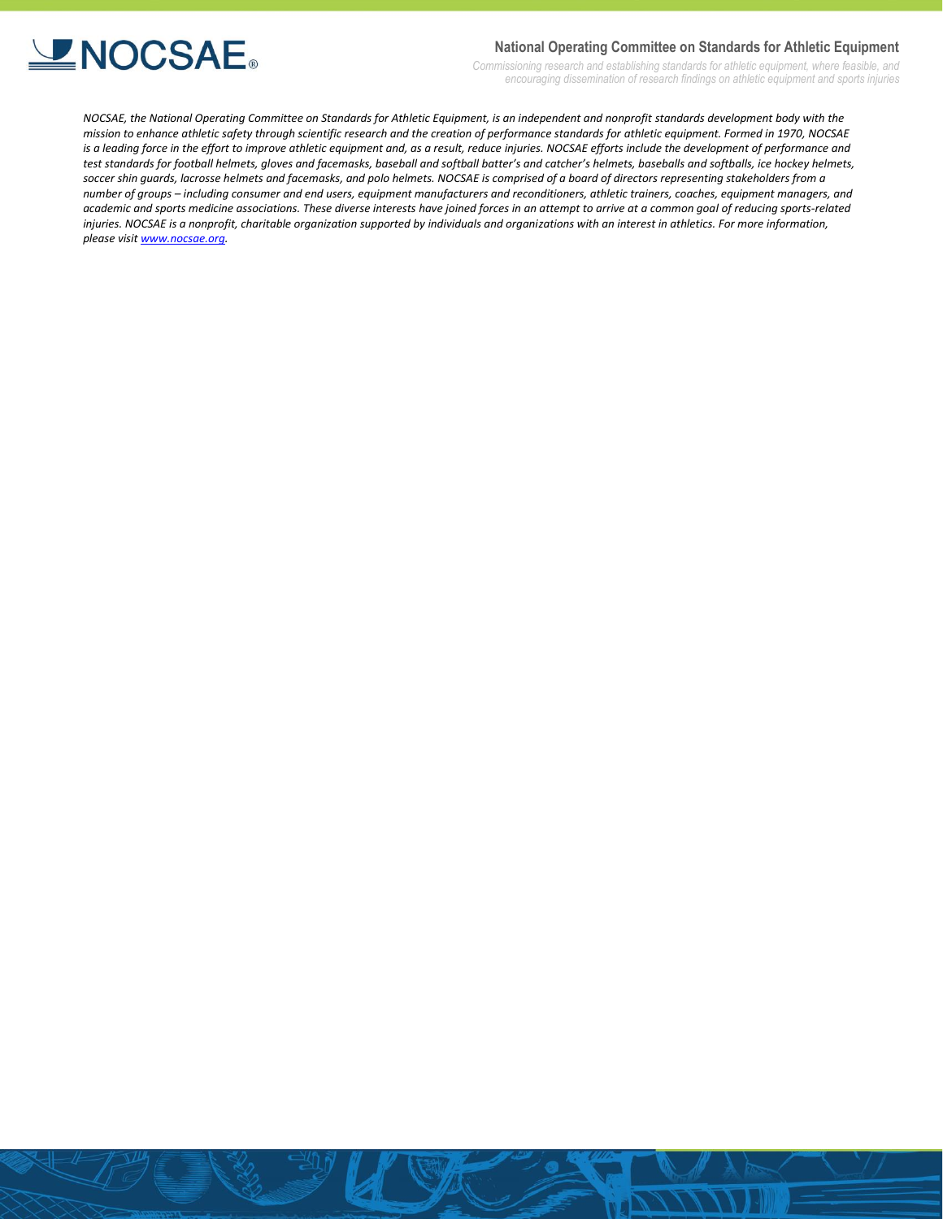*NOCSAE, the National Operating Committee on Standards for Athletic Equipment, is an independent and nonprofit standards development body with the mission to enhance athletic safety through scientific research and the creation of performance standards for athletic equipment. Formed in 1970, NOCSAE is a leading force in the effort to improve athletic equipment and, as a result, reduce injuries. NOCSAE efforts include the development of performance and test standards for football helmets, gloves and facemasks, baseball and softball batter's and catcher's helmets, baseballs and softballs, ice hockey helmets, soccer shin guards, lacrosse helmets and facemasks, and polo helmets. NOCSAE is comprised of a board of directors representing stakeholders from a number of groups – including consumer and end users, equipment manufacturers and reconditioners, athletic trainers, coaches, equipment managers, and academic and sports medicine associations. These diverse interests have joined forces in an attempt to arrive at a common goal of reducing sports-related injuries. NOCSAE is a nonprofit, charitable organization supported by individuals and organizations with an interest in athletics. For more information, please visit [www.nocsae.org](http://www.nocsae.org).*